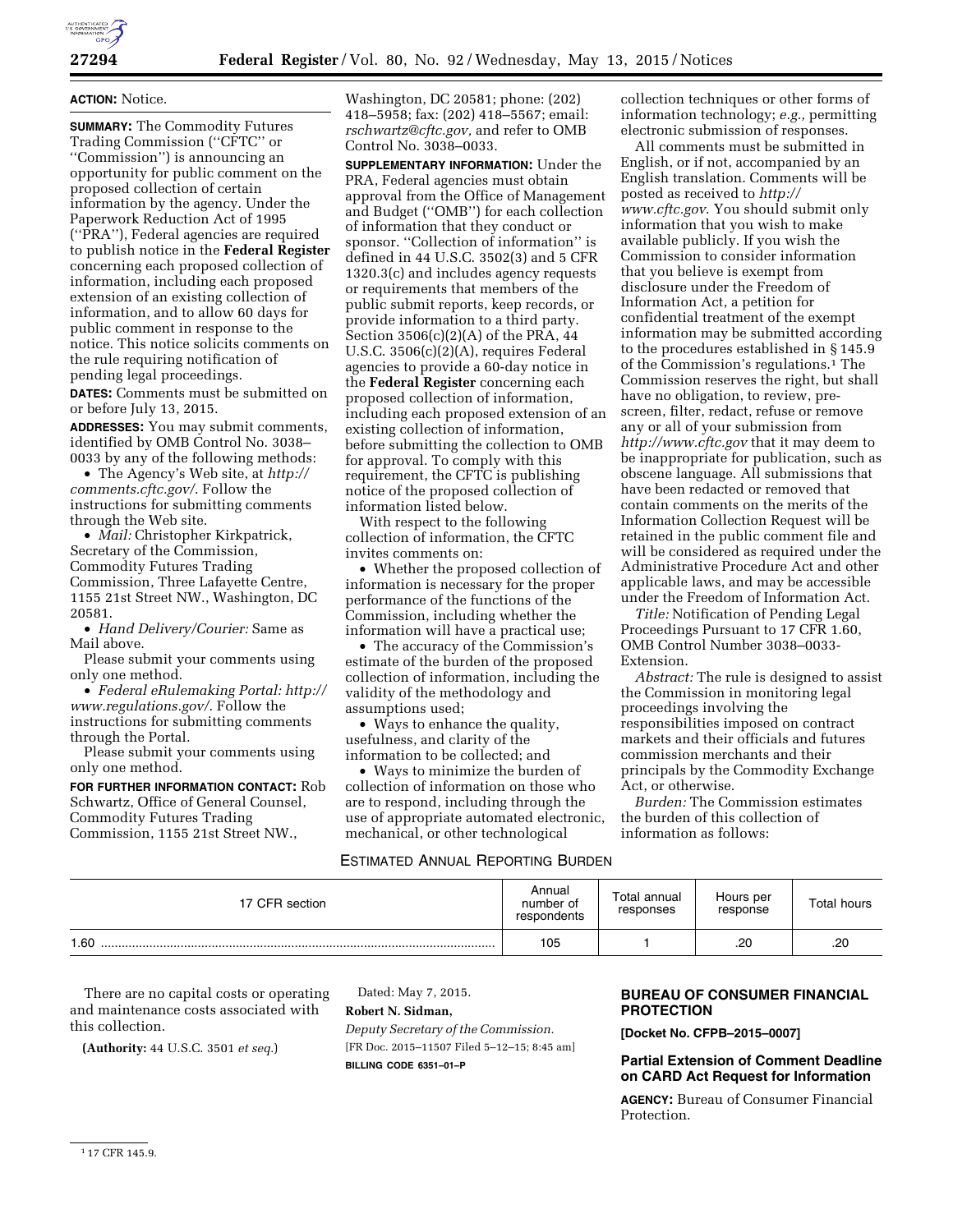**ACTION:** Notice.

**SUMMARY:** The Commodity Futures Trading Commission (''CFTC'' or ''Commission'') is announcing an opportunity for public comment on the proposed collection of certain information by the agency. Under the Paperwork Reduction Act of 1995 (''PRA''), Federal agencies are required to publish notice in the **Federal Register** concerning each proposed collection of information, including each proposed extension of an existing collection of information, and to allow 60 days for public comment in response to the notice. This notice solicits comments on the rule requiring notification of pending legal proceedings.

**DATES:** Comments must be submitted on or before July 13, 2015.

**ADDRESSES:** You may submit comments, identified by OMB Control No. 3038–0033 by any of the following methods:

- The Agency's Web site, at *http://comments.cftc.gov/*. Follow the instructions for submitting comments through the Web site.
- *Mail:* Christopher Kirkpatrick, Secretary of the Commission, Commodity Futures Trading Commission, Three Lafayette Centre, 1155 21st Street NW., Washington, DC 20581.
- *Hand Delivery/Courier:* Same as Mail above.

Please submit your comments using only one method.

- *Federal eRulemaking Portal: http://www.regulations.gov/*. Follow the instructions for submitting comments through the Portal.

Please submit your comments using only one method.

**FOR FURTHER INFORMATION CONTACT:** Rob Schwartz, Office of General Counsel, Commodity Futures Trading Commission, 1155 21st Street NW., Washington, DC 20581; phone: (202) 418–5958; fax: (202) 418–5567; email: *rschwartz@cftc.gov,* and refer to OMB Control No. 3038–0033.

**SUPPLEMENTARY INFORMATION:** Under the PRA, Federal agencies must obtain approval from the Office of Management and Budget (''OMB'') for each collection of information that they conduct or sponsor. ''Collection of information'' is defined in 44 U.S.C. 3502(3) and 5 CFR 1320.3(c) and includes agency requests or requirements that members of the public submit reports, keep records, or provide information to a third party. Section 3506(c)(2)(A) of the PRA, 44 U.S.C. 3506(c)(2)(A), requires Federal agencies to provide a 60-day notice in the **Federal Register** concerning each proposed collection of information, including each proposed extension of an existing collection of information, before submitting the collection to OMB for approval. To comply with this requirement, the CFTC is publishing notice of the proposed collection of information listed below.

With respect to the following collection of information, the CFTC invites comments on:

- Whether the proposed collection of information is necessary for the proper performance of the functions of the Commission, including whether the information will have a practical use;
- The accuracy of the Commission's estimate of the burden of the proposed collection of information, including the validity of the methodology and assumptions used;
- Ways to enhance the quality, usefulness, and clarity of the information to be collected; and
- Ways to minimize the burden of collection of information on those who are to respond, including through the use of appropriate automated electronic, mechanical, or other technological collection techniques or other forms of information technology; *e.g.,* permitting electronic submission of responses.

All comments must be submitted in English, or if not, accompanied by an English translation. Comments will be posted as received to *http://www.cftc.gov*. You should submit only information that you wish to make available publicly. If you wish the Commission to consider information that you believe is exempt from disclosure under the Freedom of Information Act, a petition for confidential treatment of the exempt information may be submitted according to the procedures established in § 145.9 of the Commission's regulations.[1] The Commission reserves the right, but shall have no obligation, to review, pre-screen, filter, redact, refuse or remove any or all of your submission from *http://www.cftc.gov* that it may deem to be inappropriate for publication, such as obscene language. All submissions that have been redacted or removed that contain comments on the merits of the Information Collection Request will be retained in the public comment file and will be considered as required under the Administrative Procedure Act and other applicable laws, and may be accessible under the Freedom of Information Act.

*Title:* Notification of Pending Legal Proceedings Pursuant to 17 CFR 1.60, OMB Control Number 3038–0033-Extension.

*Abstract:* The rule is designed to assist the Commission in monitoring legal proceedings involving the responsibilities imposed on contract markets and their officials and futures commission merchants and their principals by the Commodity Exchange Act, or otherwise.

*Burden:* The Commission estimates the burden of this collection of information as follows:

ESTIMATED ANNUAL REPORTING BURDEN

| 17 CFR section | Annual number of respondents | Total annual responses | Hours per response | Total hours |
|---|---|---|---|---|
| 1.60 | 105 | 1 | .20 | .20 |

There are no capital costs or operating and maintenance costs associated with this collection.

**(Authority:** 44 U.S.C. 3501 *et seq.*)

Dated: May 7, 2015.

**Robert N. Sidman,**

*Deputy Secretary of the Commission.*

[FR Doc. 2015–11507 Filed 5–12–15; 8:45 am]

**BILLING CODE 6351–01–P**

## BUREAU OF CONSUMER FINANCIAL PROTECTION

**[Docket No. CFPB–2015–0007]**

### Partial Extension of Comment Deadline on CARD Act Request for Information

**AGENCY:** Bureau of Consumer Financial Protection.

[1] 17 CFR 145.9.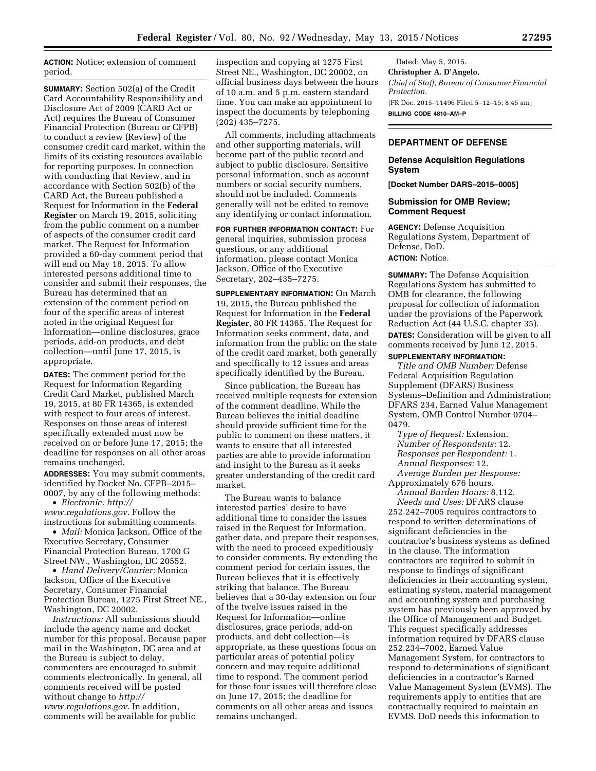**ACTION:** Notice; extension of comment period.

**SUMMARY:** Section 502(a) of the Credit Card Accountability Responsibility and Disclosure Act of 2009 (CARD Act or Act) requires the Bureau of Consumer Financial Protection (Bureau or CFPB) to conduct a review (Review) of the consumer credit card market, within the limits of its existing resources available for reporting purposes. In connection with conducting that Review, and in accordance with Section 502(b) of the CARD Act, the Bureau published a Request for Information in the **Federal Register** on March 19, 2015, soliciting from the public comment on a number of aspects of the consumer credit card market. The Request for Information provided a 60-day comment period that will end on May 18, 2015. To allow interested persons additional time to consider and submit their responses, the Bureau has determined that an extension of the comment period on four of the specific areas of interest noted in the original Request for Information—online disclosures, grace periods, add-on products, and debt collection—until June 17, 2015, is appropriate.

**DATES:** The comment period for the Request for Information Regarding Credit Card Market, published March 19, 2015, at 80 FR 14365, is extended with respect to four areas of interest. Responses on those areas of interest specifically extended must now be received on or before June 17, 2015; the deadline for responses on all other areas remains unchanged.

**ADDRESSES:** You may submit comments, identified by Docket No. CFPB–2015–0007, by any of the following methods:

- *Electronic: http://www.regulations.gov.* Follow the instructions for submitting comments.
- *Mail:* Monica Jackson, Office of the Executive Secretary, Consumer Financial Protection Bureau, 1700 G Street NW., Washington, DC 20552.
- *Hand Delivery/Courier:* Monica Jackson, Office of the Executive Secretary, Consumer Financial Protection Bureau, 1275 First Street NE., Washington, DC 20002.

*Instructions:* All submissions should include the agency name and docket number for this proposal. Because paper mail in the Washington, DC area and at the Bureau is subject to delay, commenters are encouraged to submit comments electronically. In general, all comments received will be posted without change to *http://www.regulations.gov.* In addition, comments will be available for public inspection and copying at 1275 First Street NE., Washington, DC 20002, on official business days between the hours of 10 a.m. and 5 p.m. eastern standard time. You can make an appointment to inspect the documents by telephoning (202) 435–7275.

All comments, including attachments and other supporting materials, will become part of the public record and subject to public disclosure. Sensitive personal information, such as account numbers or social security numbers, should not be included. Comments generally will not be edited to remove any identifying or contact information.

**FOR FURTHER INFORMATION CONTACT:** For general inquiries, submission process questions, or any additional information, please contact Monica Jackson, Office of the Executive Secretary, 202–435–7275.

**SUPPLEMENTARY INFORMATION:** On March 19, 2015, the Bureau published the Request for Information in the **Federal Register**, 80 FR 14365. The Request for Information seeks comment, data, and information from the public on the state of the credit card market, both generally and specifically to 12 issues and areas specifically identified by the Bureau.

Since publication, the Bureau has received multiple requests for extension of the comment deadline. While the Bureau believes the initial deadline should provide sufficient time for the public to comment on these matters, it wants to ensure that all interested parties are able to provide information and insight to the Bureau as it seeks greater understanding of the credit card market.

The Bureau wants to balance interested parties' desire to have additional time to consider the issues raised in the Request for Information, gather data, and prepare their responses, with the need to proceed expeditiously to consider comments. By extending the comment period for certain issues, the Bureau believes that it is effectively striking that balance. The Bureau believes that a 30-day extension on four of the twelve issues raised in the Request for Information—online disclosures, grace periods, add-on products, and debt collection—is appropriate, as these questions focus on particular areas of potential policy concern and may require additional time to respond. The comment period for those four issues will therefore close on June 17, 2015; the deadline for comments on all other areas and issues remains unchanged.

Dated: May 5, 2015.

**Christopher A. D'Angelo,**

*Chief of Staff, Bureau of Consumer Financial Protection.*

[FR Doc. 2015–11496 Filed 5–12–15; 8:45 am]

**BILLING CODE 4810–AM–P**

## DEPARTMENT OF DEFENSE

### Defense Acquisition Regulations System

**[Docket Number DARS–2015–0005]**

### Submission for OMB Review; Comment Request

**AGENCY:** Defense Acquisition Regulations System, Department of Defense, DoD.

**ACTION:** Notice.

**SUMMARY:** The Defense Acquisition Regulations System has submitted to OMB for clearance, the following proposal for collection of information under the provisions of the Paperwork Reduction Act (44 U.S.C. chapter 35).

**DATES:** Consideration will be given to all comments received by June 12, 2015.

**SUPPLEMENTARY INFORMATION:**

*Title and OMB Number:* Defense Federal Acquisition Regulation Supplement (DFARS) Business Systems–Definition and Administration; DFARS 234, Earned Value Management System, OMB Control Number 0704–0479.

*Type of Request:* Extension.

*Number of Respondents:* 12.

*Responses per Respondent:* 1.

*Annual Responses:* 12.

*Average Burden per Response:* Approximately 676 hours.

*Annual Burden Hours:* 8,112.

*Needs and Uses:* DFARS clause 252.242–7005 requires contractors to respond to written determinations of significant deficiencies in the contractor's business systems as defined in the clause. The information contractors are required to submit in response to findings of significant deficiencies in their accounting system, estimating system, material management and accounting system and purchasing system has previously been approved by the Office of Management and Budget. This request specifically addresses information required by DFARS clause 252.234–7002, Earned Value Management System, for contractors to respond to determinations of significant deficiencies in a contractor's Earned Value Management System (EVMS). The requirements apply to entities that are contractually required to maintain an EVMS. DoD needs this information to